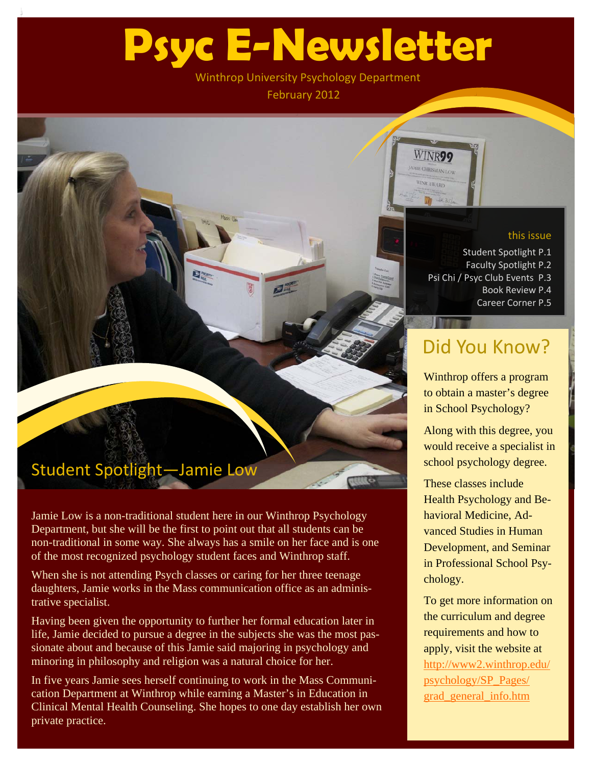# Psyc E-Newsletter

Winthrop University Psychology Department

February 2012

**this issue**

Student Spotlight P.1
Faculty Spotlight P.2
Psi Chi / Psyc Club Events P.3
Book Review P.4
Career Corner P.5

## Student Spotlight—Jamie Low

Jamie Low is a non-traditional student here in our Winthrop Psychology Department, but she will be the first to point out that all students can be non-traditional in some way. She always has a smile on her face and is one of the most recognized psychology student faces and Winthrop staff.

When she is not attending Psych classes or caring for her three teenage daughters, Jamie works in the Mass communication office as an administrative specialist.

Having been given the opportunity to further her formal education later in life, Jamie decided to pursue a degree in the subjects she was the most passionate about and because of this Jamie said majoring in psychology and minoring in philosophy and religion was a natural choice for her.

In five years Jamie sees herself continuing to work in the Mass Communication Department at Winthrop while earning a Master's in Education in Clinical Mental Health Counseling. She hopes to one day establish her own private practice.

## Did You Know?

Winthrop offers a program to obtain a master's degree in School Psychology?

Along with this degree, you would receive a specialist in school psychology degree.

These classes include Health Psychology and Behavioral Medicine, Advanced Studies in Human Development, and Seminar in Professional School Psychology.

To get more information on the curriculum and degree requirements and how to apply, visit the website at http://www2.winthrop.edu/psychology/SP_Pages/grad_general_info.htm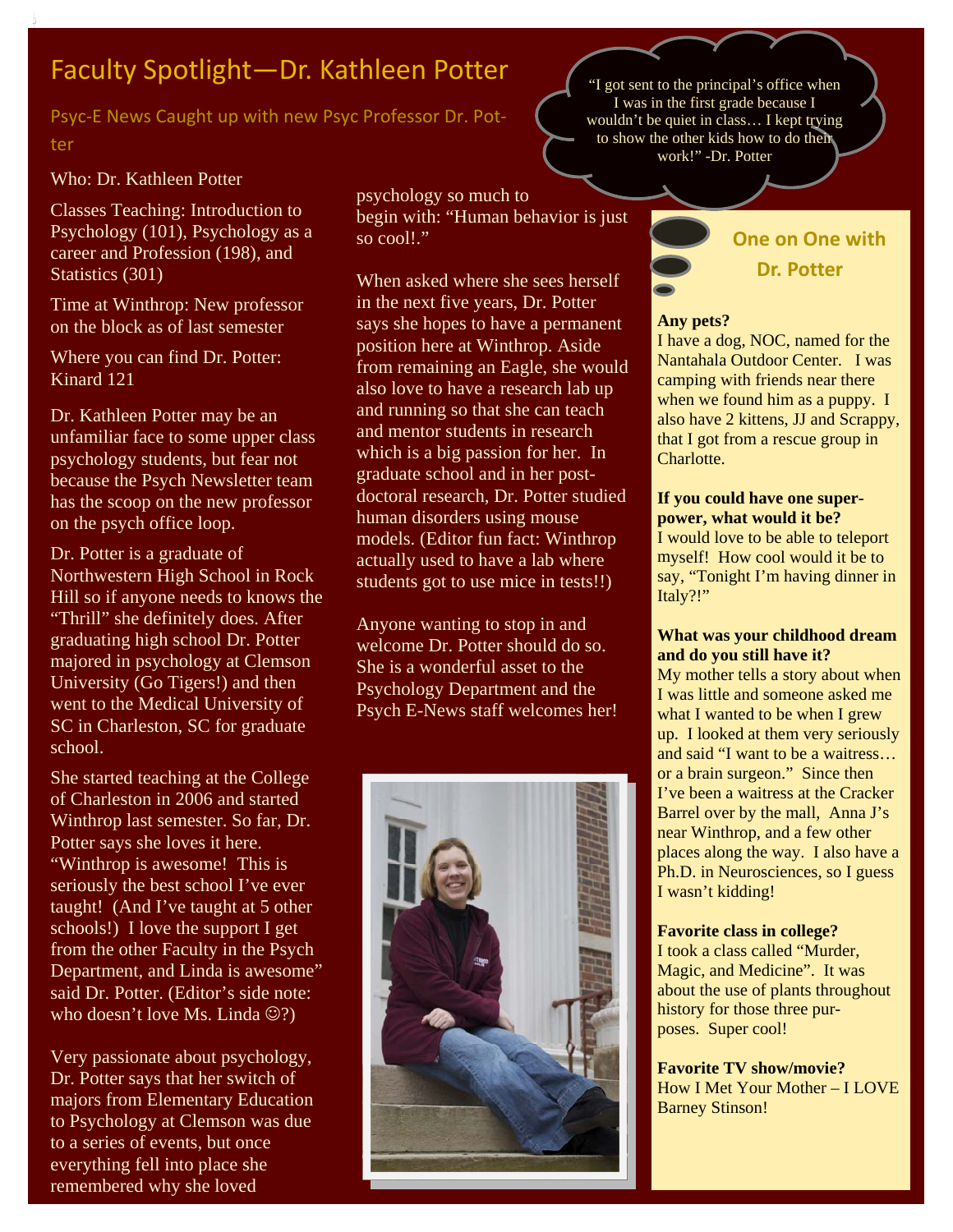# Faculty Spotlight—Dr. Kathleen Potter

## Psyc-E News Caught up with new Psyc Professor Dr. Potter

> "I got sent to the principal's office when I was in the first grade because I wouldn't be quiet in class… I kept trying to show the other kids how to do their work!" -Dr. Potter

Who: Dr. Kathleen Potter

Classes Teaching: Introduction to Psychology (101), Psychology as a career and Profession (198), and Statistics (301)

Time at Winthrop: New professor on the block as of last semester

Where you can find Dr. Potter: Kinard 121

Dr. Kathleen Potter may be an unfamiliar face to some upper class psychology students, but fear not because the Psych Newsletter team has the scoop on the new professor on the psych office loop.

Dr. Potter is a graduate of Northwestern High School in Rock Hill so if anyone needs to knows the "Thrill" she definitely does. After graduating high school Dr. Potter majored in psychology at Clemson University (Go Tigers!) and then went to the Medical University of SC in Charleston, SC for graduate school.

She started teaching at the College of Charleston in 2006 and started Winthrop last semester. So far, Dr. Potter says she loves it here. "Winthrop is awesome! This is seriously the best school I've ever taught! (And I've taught at 5 other schools!) I love the support I get from the other Faculty in the Psych Department, and Linda is awesome" said Dr. Potter. (Editor's side note: who doesn't love Ms. Linda ☺?)

Very passionate about psychology, Dr. Potter says that her switch of majors from Elementary Education to Psychology at Clemson was due to a series of events, but once everything fell into place she remembered why she loved psychology so much to begin with: "Human behavior is just so cool!."

When asked where she sees herself in the next five years, Dr. Potter says she hopes to have a permanent position here at Winthrop. Aside from remaining an Eagle, she would also love to have a research lab up and running so that she can teach and mentor students in research which is a big passion for her. In graduate school and in her post-doctoral research, Dr. Potter studied human disorders using mouse models. (Editor fun fact: Winthrop actually used to have a lab where students got to use mice in tests!!)

Anyone wanting to stop in and welcome Dr. Potter should do so. She is a wonderful asset to the Psychology Department and the Psych E-News staff welcomes her!

## One on One with Dr. Potter

**Any pets?**
I have a dog, NOC, named for the Nantahala Outdoor Center. I was camping with friends near there when we found him as a puppy. I also have 2 kittens, JJ and Scrappy, that I got from a rescue group in Charlotte.

**If you could have one super-power, what would it be?**
I would love to be able to teleport myself! How cool would it be to say, "Tonight I'm having dinner in Italy?!"

**What was your childhood dream and do you still have it?**
My mother tells a story about when I was little and someone asked me what I wanted to be when I grew up. I looked at them very seriously and said "I want to be a waitress… or a brain surgeon." Since then I've been a waitress at the Cracker Barrel over by the mall, Anna J's near Winthrop, and a few other places along the way. I also have a Ph.D. in Neurosciences, so I guess I wasn't kidding!

**Favorite class in college?**
I took a class called "Murder, Magic, and Medicine". It was about the use of plants throughout history for those three purposes. Super cool!

**Favorite TV show/movie?**
How I Met Your Mother – I LOVE Barney Stinson!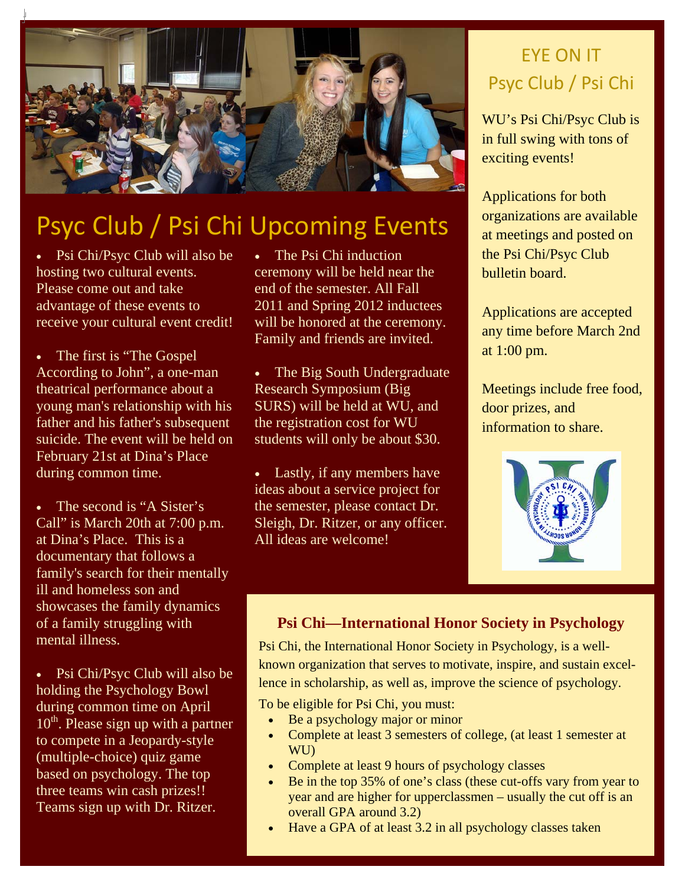# Psyc Club / Psi Chi Upcoming Events

- Psi Chi/Psyc Club will also be hosting two cultural events. Please come out and take advantage of these events to receive your cultural event credit!

- The first is "The Gospel According to John", a one-man theatrical performance about a young man's relationship with his father and his father's subsequent suicide. The event will be held on February 21st at Dina's Place during common time.

- The second is "A Sister's Call" is March 20th at 7:00 p.m. at Dina's Place. This is a documentary that follows a family's search for their mentally ill and homeless son and showcases the family dynamics of a family struggling with mental illness.

- Psi Chi/Psyc Club will also be holding the Psychology Bowl during common time on April 10th. Please sign up with a partner to compete in a Jeopardy-style (multiple-choice) quiz game based on psychology. The top three teams win cash prizes!! Teams sign up with Dr. Ritzer.

- The Psi Chi induction ceremony will be held near the end of the semester. All Fall 2011 and Spring 2012 inductees will be honored at the ceremony. Family and friends are invited.

- The Big South Undergraduate Research Symposium (Big SURS) will be held at WU, and the registration cost for WU students will only be about $30.

- Lastly, if any members have ideas about a service project for the semester, please contact Dr. Sleigh, Dr. Ritzer, or any officer. All ideas are welcome!

## EYE ON IT Psyc Club / Psi Chi

WU's Psi Chi/Psyc Club is in full swing with tons of exciting events!

Applications for both organizations are available at meetings and posted on the Psi Chi/Psyc Club bulletin board.

Applications are accepted any time before March 2nd at 1:00 pm.

Meetings include free food, door prizes, and information to share.

### Psi Chi—International Honor Society in Psychology

Psi Chi, the International Honor Society in Psychology, is a well-known organization that serves to motivate, inspire, and sustain excellence in scholarship, as well as, improve the science of psychology.

To be eligible for Psi Chi, you must:

- Be a psychology major or minor
- Complete at least 3 semesters of college, (at least 1 semester at WU)
- Complete at least 9 hours of psychology classes
- Be in the top 35% of one's class (these cut-offs vary from year to year and are higher for upperclassmen – usually the cut off is an overall GPA around 3.2)
- Have a GPA of at least 3.2 in all psychology classes taken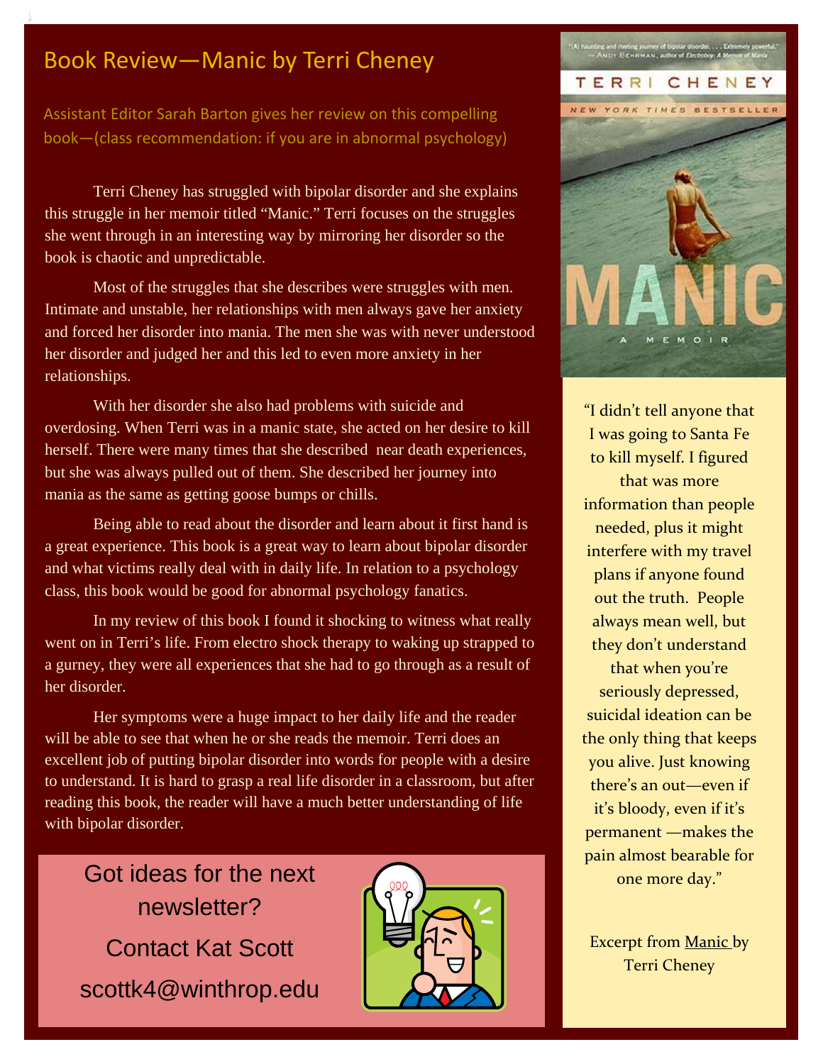# Book Review—Manic by Terri Cheney

Assistant Editor Sarah Barton gives her review on this compelling book—(class recommendation: if you are in abnormal psychology)

Terri Cheney has struggled with bipolar disorder and she explains this struggle in her memoir titled "Manic." Terri focuses on the struggles she went through in an interesting way by mirroring her disorder so the book is chaotic and unpredictable.

Most of the struggles that she describes were struggles with men. Intimate and unstable, her relationships with men always gave her anxiety and forced her disorder into mania. The men she was with never understood her disorder and judged her and this led to even more anxiety in her relationships.

With her disorder she also had problems with suicide and overdosing. When Terri was in a manic state, she acted on her desire to kill herself. There were many times that she described near death experiences, but she was always pulled out of them. She described her journey into mania as the same as getting goose bumps or chills.

Being able to read about the disorder and learn about it first hand is a great experience. This book is a great way to learn about bipolar disorder and what victims really deal with in daily life. In relation to a psychology class, this book would be good for abnormal psychology fanatics.

In my review of this book I found it shocking to witness what really went on in Terri's life. From electro shock therapy to waking up strapped to a gurney, they were all experiences that she had to go through as a result of her disorder.

Her symptoms were a huge impact to her daily life and the reader will be able to see that when he or she reads the memoir. Terri does an excellent job of putting bipolar disorder into words for people with a desire to understand. It is hard to grasp a real life disorder in a classroom, but after reading this book, the reader will have a much better understanding of life with bipolar disorder.

Got ideas for the next newsletter?

Contact Kat Scott

scottk4@winthrop.edu

"I didn't tell anyone that I was going to Santa Fe to kill myself. I figured that was more information than people needed, plus it might interfere with my travel plans if anyone found out the truth. People always mean well, but they don't understand that when you're seriously depressed, suicidal ideation can be the only thing that keeps you alive. Just knowing there's an out—even if it's bloody, even if it's permanent —makes the pain almost bearable for one more day."

Excerpt from Manic by Terri Cheney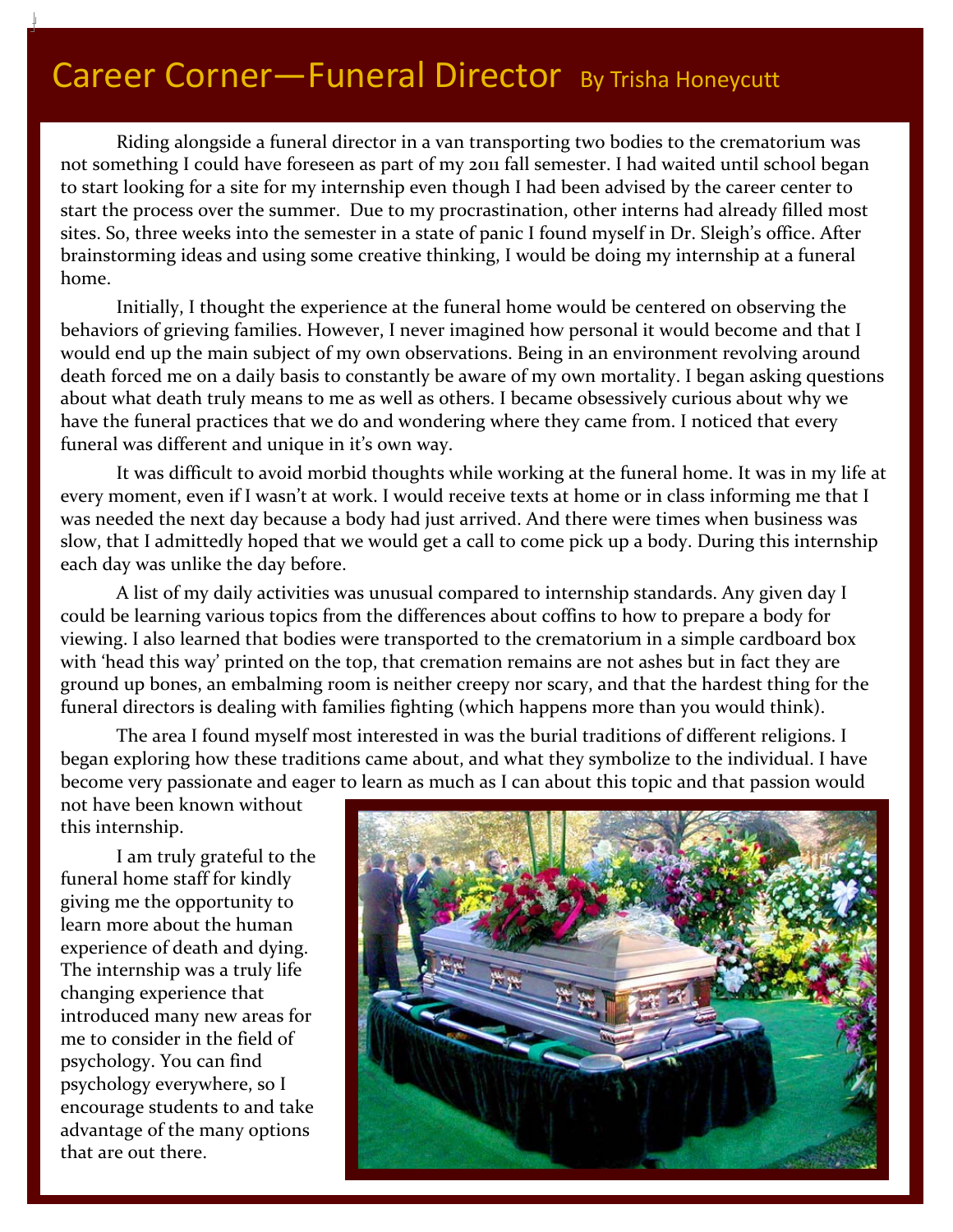# Career Corner—Funeral Director By Trisha Honeycutt

Riding alongside a funeral director in a van transporting two bodies to the crematorium was not something I could have foreseen as part of my 2011 fall semester. I had waited until school began to start looking for a site for my internship even though I had been advised by the career center to start the process over the summer. Due to my procrastination, other interns had already filled most sites. So, three weeks into the semester in a state of panic I found myself in Dr. Sleigh's office. After brainstorming ideas and using some creative thinking, I would be doing my internship at a funeral home.

Initially, I thought the experience at the funeral home would be centered on observing the behaviors of grieving families. However, I never imagined how personal it would become and that I would end up the main subject of my own observations. Being in an environment revolving around death forced me on a daily basis to constantly be aware of my own mortality. I began asking questions about what death truly means to me as well as others. I became obsessively curious about why we have the funeral practices that we do and wondering where they came from. I noticed that every funeral was different and unique in it's own way.

It was difficult to avoid morbid thoughts while working at the funeral home. It was in my life at every moment, even if I wasn't at work. I would receive texts at home or in class informing me that I was needed the next day because a body had just arrived. And there were times when business was slow, that I admittedly hoped that we would get a call to come pick up a body. During this internship each day was unlike the day before.

A list of my daily activities was unusual compared to internship standards. Any given day I could be learning various topics from the differences about coffins to how to prepare a body for viewing. I also learned that bodies were transported to the crematorium in a simple cardboard box with 'head this way' printed on the top, that cremation remains are not ashes but in fact they are ground up bones, an embalming room is neither creepy nor scary, and that the hardest thing for the funeral directors is dealing with families fighting (which happens more than you would think).

The area I found myself most interested in was the burial traditions of different religions. I began exploring how these traditions came about, and what they symbolize to the individual. I have become very passionate and eager to learn as much as I can about this topic and that passion would not have been known without this internship.

I am truly grateful to the funeral home staff for kindly giving me the opportunity to learn more about the human experience of death and dying. The internship was a truly life changing experience that introduced many new areas for me to consider in the field of psychology. You can find psychology everywhere, so I encourage students to and take advantage of the many options that are out there.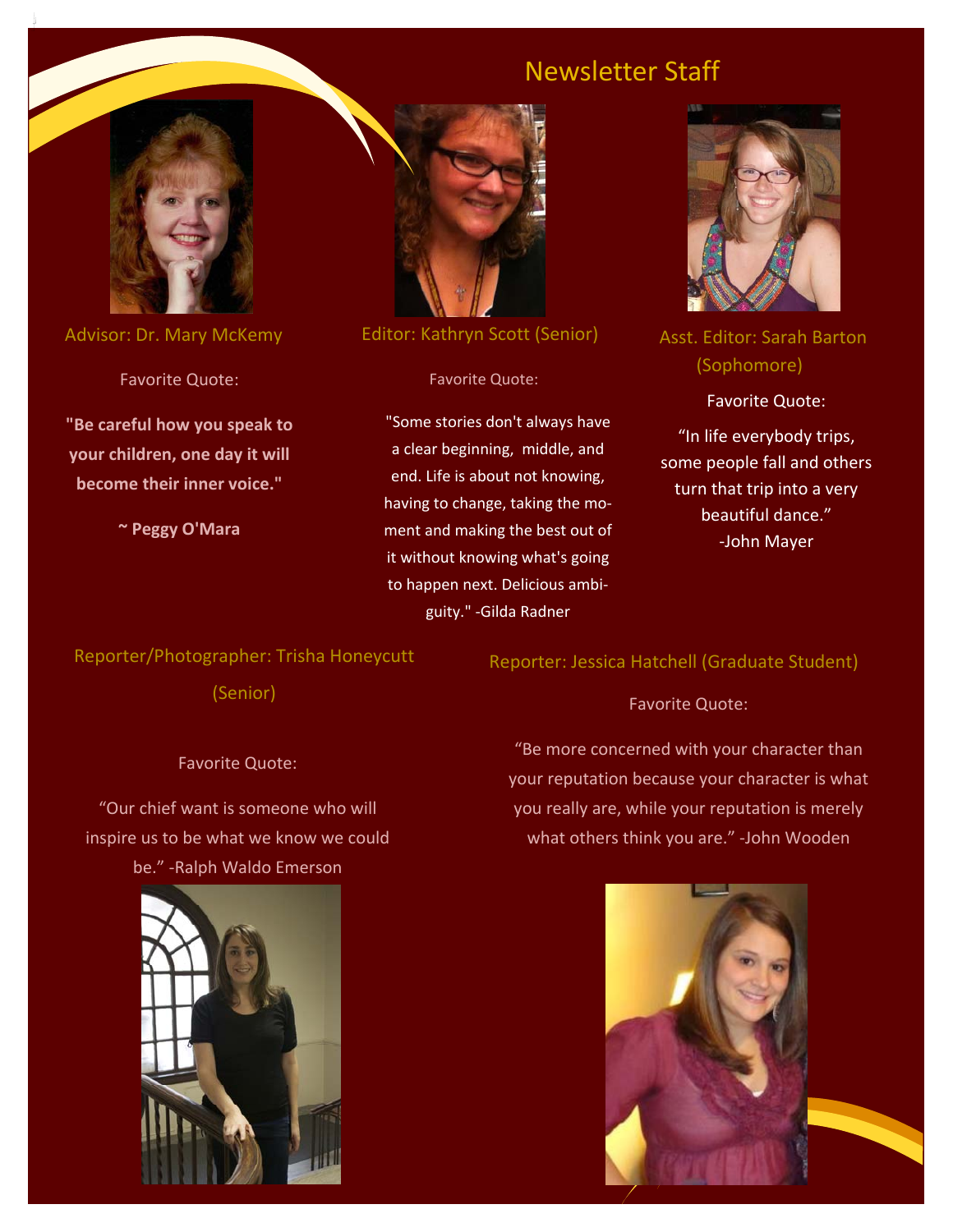## Newsletter Staff

Advisor: Dr. Mary McKemy

Favorite Quote:

**"Be careful how you speak to your children, one day it will become their inner voice."**

**~ Peggy O'Mara**

Editor: Kathryn Scott (Senior)

Favorite Quote:

"Some stories don't always have a clear beginning, middle, and end. Life is about not knowing, having to change, taking the moment and making the best out of it without knowing what's going to happen next. Delicious ambiguity." -Gilda Radner

Asst. Editor: Sarah Barton (Sophomore)

Favorite Quote:

"In life everybody trips, some people fall and others turn that trip into a very beautiful dance." -John Mayer

Reporter/Photographer: Trisha Honeycutt (Senior)

Favorite Quote:

"Our chief want is someone who will inspire us to be what we know we could be." -Ralph Waldo Emerson

Reporter: Jessica Hatchell (Graduate Student)

Favorite Quote:

"Be more concerned with your character than your reputation because your character is what you really are, while your reputation is merely what others think you are." -John Wooden